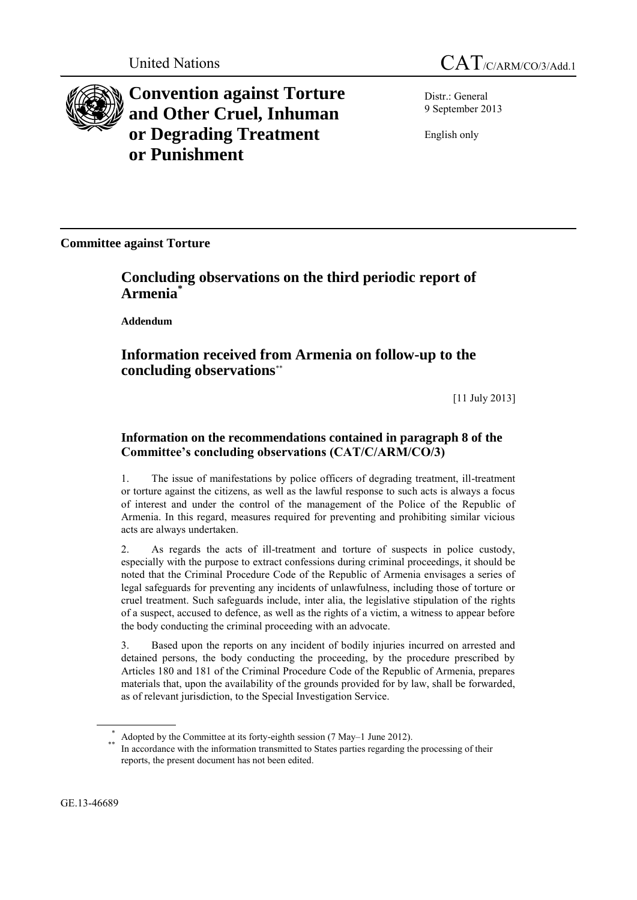United Nations CAT/C/ARM/CO/3/Add.1

# Convention against Torture and Other Cruel, Inhuman or Degrading Treatment or Punishment

Distr.: General
9 September 2013

English only

**Committee against Torture**

## Concluding observations on the third periodic report of Armenia*

**Addendum**

## Information received from Armenia on follow-up to the concluding observations**

[11 July 2013]

### Information on the recommendations contained in paragraph 8 of the Committee's concluding observations (CAT/C/ARM/CO/3)

1. The issue of manifestations by police officers of degrading treatment, ill-treatment or torture against the citizens, as well as the lawful response to such acts is always a focus of interest and under the control of the management of the Police of the Republic of Armenia. In this regard, measures required for preventing and prohibiting similar vicious acts are always undertaken.

2. As regards the acts of ill-treatment and torture of suspects in police custody, especially with the purpose to extract confessions during criminal proceedings, it should be noted that the Criminal Procedure Code of the Republic of Armenia envisages a series of legal safeguards for preventing any incidents of unlawfulness, including those of torture or cruel treatment. Such safeguards include, inter alia, the legislative stipulation of the rights of a suspect, accused to defence, as well as the rights of a victim, a witness to appear before the body conducting the criminal proceeding with an advocate.

3. Based upon the reports on any incident of bodily injuries incurred on arrested and detained persons, the body conducting the proceeding, by the procedure prescribed by Articles 180 and 181 of the Criminal Procedure Code of the Republic of Armenia, prepares materials that, upon the availability of the grounds provided for by law, shall be forwarded, as of relevant jurisdiction, to the Special Investigation Service.

* Adopted by the Committee at its forty-eighth session (7 May–1 June 2012).

** In accordance with the information transmitted to States parties regarding the processing of their reports, the present document has not been edited.

GE.13-46689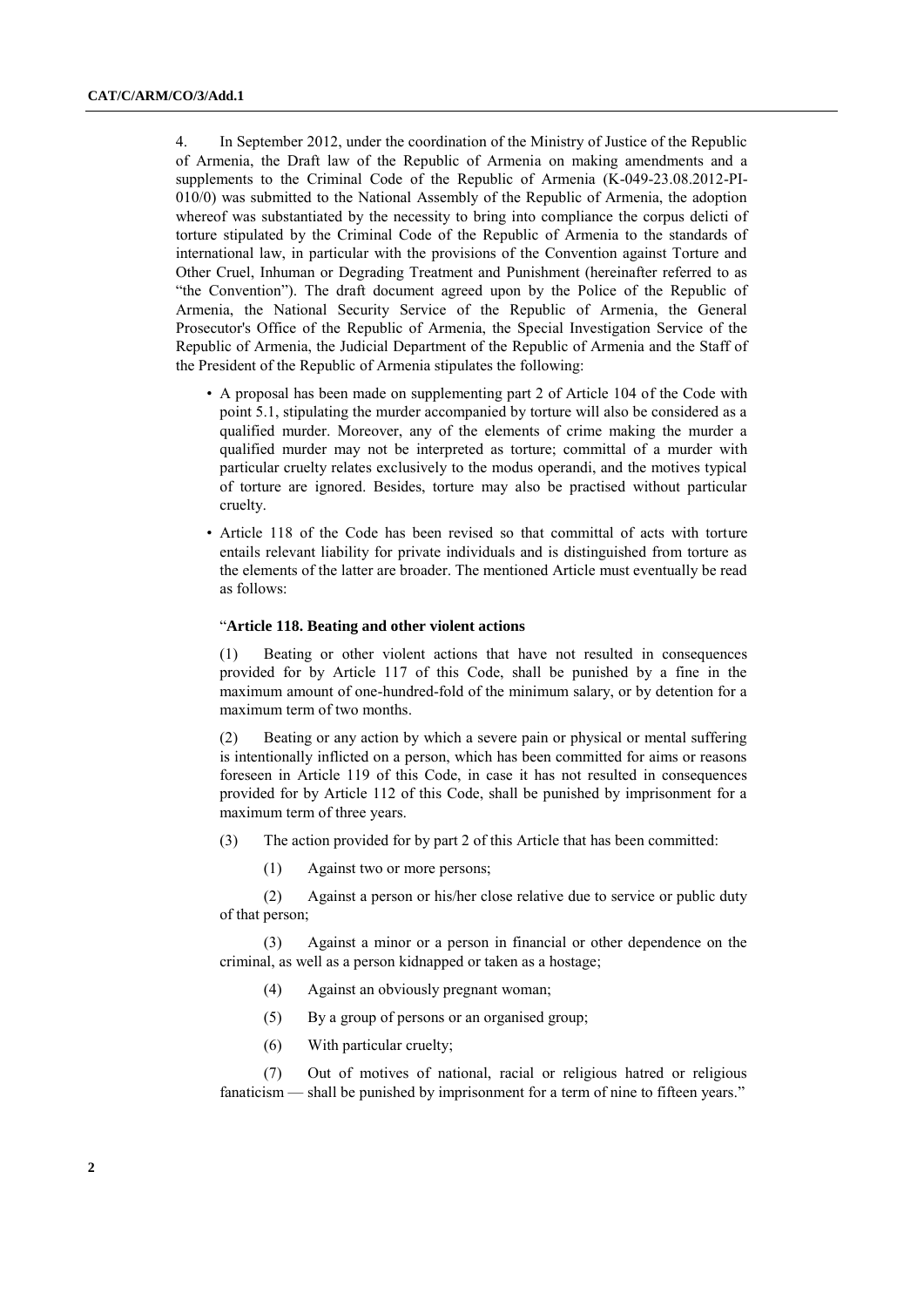4. In September 2012, under the coordination of the Ministry of Justice of the Republic of Armenia, the Draft law of the Republic of Armenia on making amendments and a supplements to the Criminal Code of the Republic of Armenia (K-049-23.08.2012-PI-010/0) was submitted to the National Assembly of the Republic of Armenia, the adoption whereof was substantiated by the necessity to bring into compliance the corpus delicti of torture stipulated by the Criminal Code of the Republic of Armenia to the standards of international law, in particular with the provisions of the Convention against Torture and Other Cruel, Inhuman or Degrading Treatment and Punishment (hereinafter referred to as "the Convention"). The draft document agreed upon by the Police of the Republic of Armenia, the National Security Service of the Republic of Armenia, the General Prosecutor's Office of the Republic of Armenia, the Special Investigation Service of the Republic of Armenia, the Judicial Department of the Republic of Armenia and the Staff of the President of the Republic of Armenia stipulates the following:

- A proposal has been made on supplementing part 2 of Article 104 of the Code with point 5.1, stipulating the murder accompanied by torture will also be considered as a qualified murder. Moreover, any of the elements of crime making the murder a qualified murder may not be interpreted as torture; committal of a murder with particular cruelty relates exclusively to the modus operandi, and the motives typical of torture are ignored. Besides, torture may also be practised without particular cruelty.
- Article 118 of the Code has been revised so that committal of acts with torture entails relevant liability for private individuals and is distinguished from torture as the elements of the latter are broader. The mentioned Article must eventually be read as follows:

"**Article 118. Beating and other violent actions**

(1) Beating or other violent actions that have not resulted in consequences provided for by Article 117 of this Code, shall be punished by a fine in the maximum amount of one-hundred-fold of the minimum salary, or by detention for a maximum term of two months.

(2) Beating or any action by which a severe pain or physical or mental suffering is intentionally inflicted on a person, which has been committed for aims or reasons foreseen in Article 119 of this Code, in case it has not resulted in consequences provided for by Article 112 of this Code, shall be punished by imprisonment for a maximum term of three years.

(3) The action provided for by part 2 of this Article that has been committed:

(1) Against two or more persons;

(2) Against a person or his/her close relative due to service or public duty of that person;

(3) Against a minor or a person in financial or other dependence on the criminal, as well as a person kidnapped or taken as a hostage;

(4) Against an obviously pregnant woman;

(5) By a group of persons or an organised group;

(6) With particular cruelty;

(7) Out of motives of national, racial or religious hatred or religious fanaticism — shall be punished by imprisonment for a term of nine to fifteen years."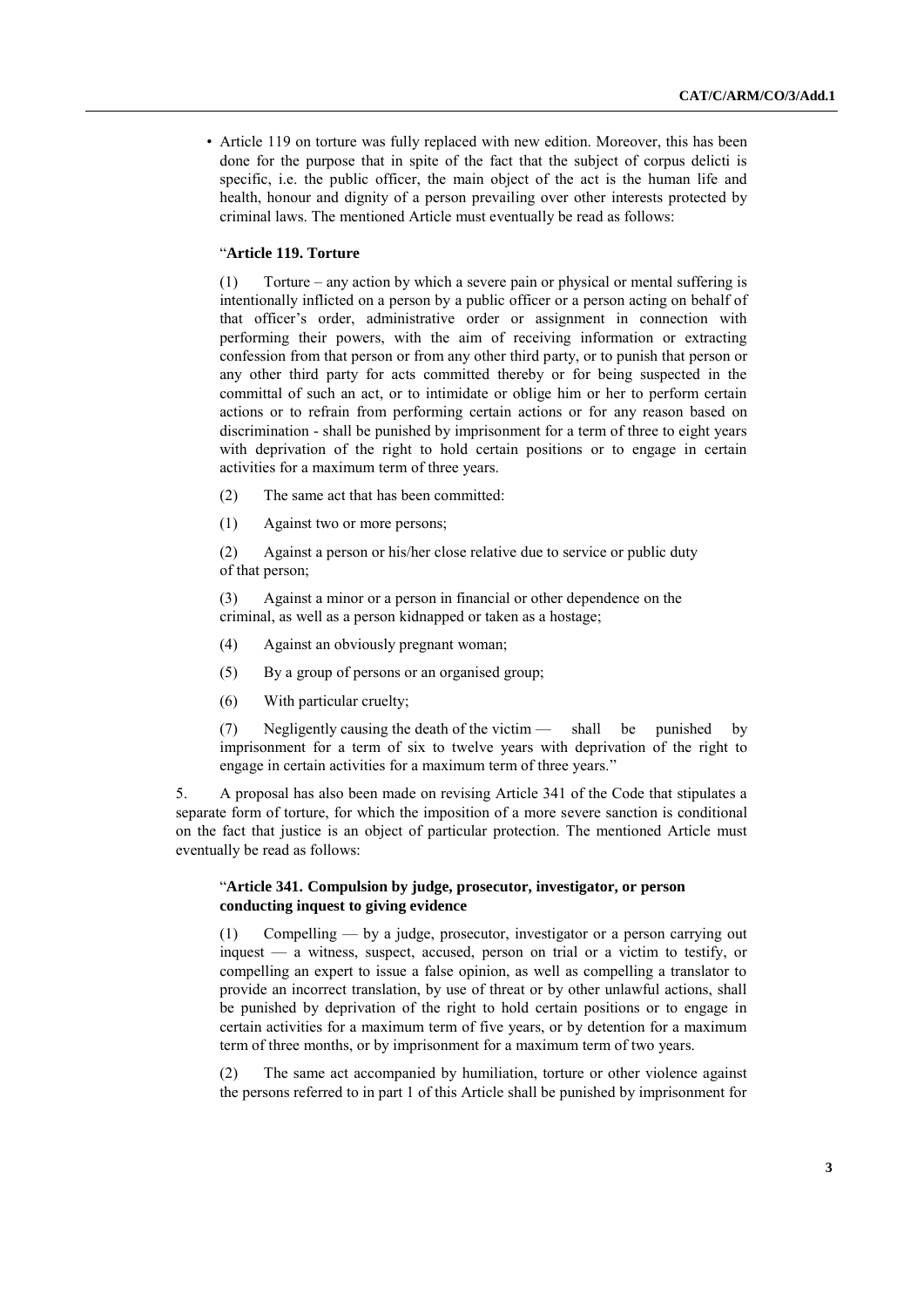- Article 119 on torture was fully replaced with new edition. Moreover, this has been done for the purpose that in spite of the fact that the subject of corpus delicti is specific, i.e. the public officer, the main object of the act is the human life and health, honour and dignity of a person prevailing over other interests protected by criminal laws. The mentioned Article must eventually be read as follows:

"**Article 119. Torture**

(1) Torture – any action by which a severe pain or physical or mental suffering is intentionally inflicted on a person by a public officer or a person acting on behalf of that officer's order, administrative order or assignment in connection with performing their powers, with the aim of receiving information or extracting confession from that person or from any other third party, or to punish that person or any other third party for acts committed thereby or for being suspected in the committal of such an act, or to intimidate or oblige him or her to perform certain actions or to refrain from performing certain actions or for any reason based on discrimination - shall be punished by imprisonment for a term of three to eight years with deprivation of the right to hold certain positions or to engage in certain activities for a maximum term of three years.

(2) The same act that has been committed:

(1) Against two or more persons;

(2) Against a person or his/her close relative due to service or public duty of that person;

(3) Against a minor or a person in financial or other dependence on the criminal, as well as a person kidnapped or taken as a hostage;

(4) Against an obviously pregnant woman;

(5) By a group of persons or an organised group;

(6) With particular cruelty;

(7) Negligently causing the death of the victim — shall be punished by imprisonment for a term of six to twelve years with deprivation of the right to engage in certain activities for a maximum term of three years."

5. A proposal has also been made on revising Article 341 of the Code that stipulates a separate form of torture, for which the imposition of a more severe sanction is conditional on the fact that justice is an object of particular protection. The mentioned Article must eventually be read as follows:

"**Article 341. Compulsion by judge, prosecutor, investigator, or person conducting inquest to giving evidence**

(1) Compelling — by a judge, prosecutor, investigator or a person carrying out inquest — a witness, suspect, accused, person on trial or a victim to testify, or compelling an expert to issue a false opinion, as well as compelling a translator to provide an incorrect translation, by use of threat or by other unlawful actions, shall be punished by deprivation of the right to hold certain positions or to engage in certain activities for a maximum term of five years, or by detention for a maximum term of three months, or by imprisonment for a maximum term of two years.

(2) The same act accompanied by humiliation, torture or other violence against the persons referred to in part 1 of this Article shall be punished by imprisonment for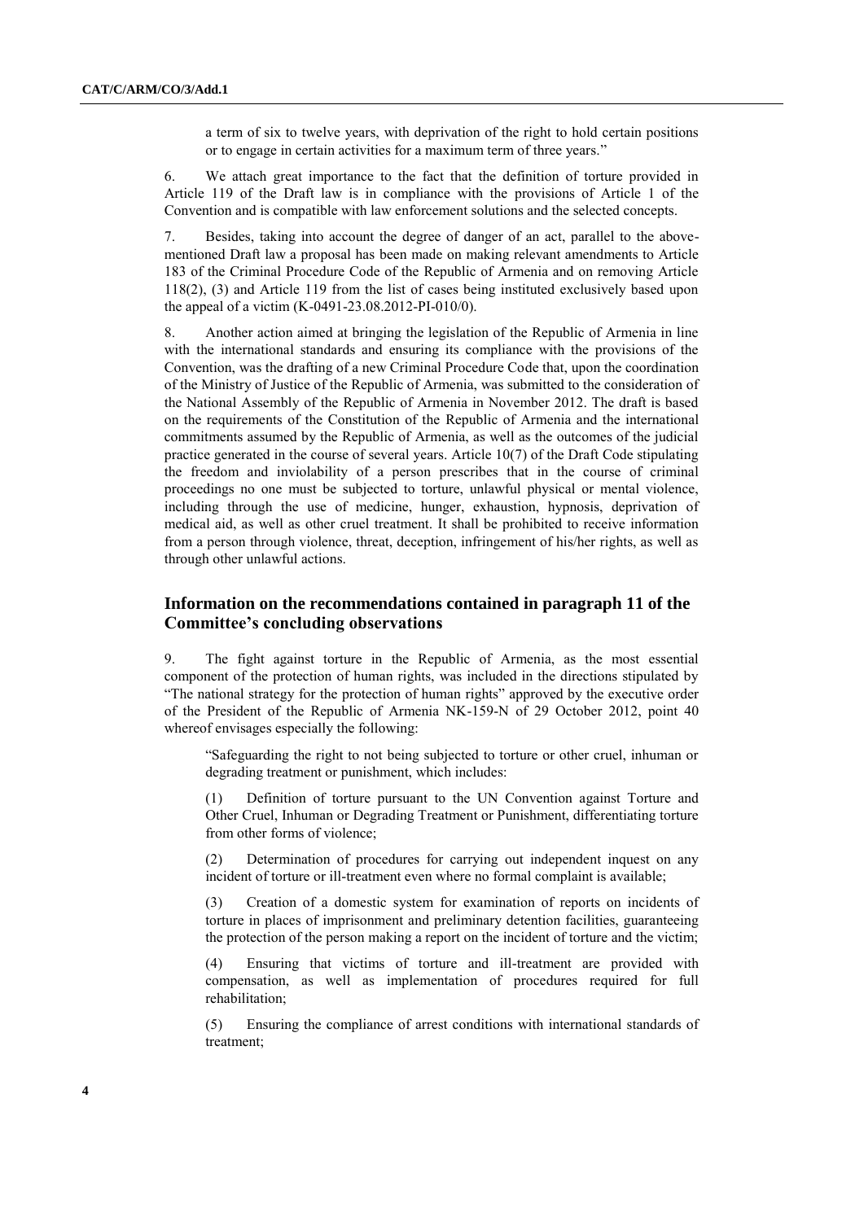a term of six to twelve years, with deprivation of the right to hold certain positions or to engage in certain activities for a maximum term of three years."

6. We attach great importance to the fact that the definition of torture provided in Article 119 of the Draft law is in compliance with the provisions of Article 1 of the Convention and is compatible with law enforcement solutions and the selected concepts.

7. Besides, taking into account the degree of danger of an act, parallel to the above-mentioned Draft law a proposal has been made on making relevant amendments to Article 183 of the Criminal Procedure Code of the Republic of Armenia and on removing Article 118(2), (3) and Article 119 from the list of cases being instituted exclusively based upon the appeal of a victim (K-0491-23.08.2012-PI-010/0).

8. Another action aimed at bringing the legislation of the Republic of Armenia in line with the international standards and ensuring its compliance with the provisions of the Convention, was the drafting of a new Criminal Procedure Code that, upon the coordination of the Ministry of Justice of the Republic of Armenia, was submitted to the consideration of the National Assembly of the Republic of Armenia in November 2012. The draft is based on the requirements of the Constitution of the Republic of Armenia and the international commitments assumed by the Republic of Armenia, as well as the outcomes of the judicial practice generated in the course of several years. Article 10(7) of the Draft Code stipulating the freedom and inviolability of a person prescribes that in the course of criminal proceedings no one must be subjected to torture, unlawful physical or mental violence, including through the use of medicine, hunger, exhaustion, hypnosis, deprivation of medical aid, as well as other cruel treatment. It shall be prohibited to receive information from a person through violence, threat, deception, infringement of his/her rights, as well as through other unlawful actions.

## Information on the recommendations contained in paragraph 11 of the Committee's concluding observations

9. The fight against torture in the Republic of Armenia, as the most essential component of the protection of human rights, was included in the directions stipulated by "The national strategy for the protection of human rights" approved by the executive order of the President of the Republic of Armenia NK-159-N of 29 October 2012, point 40 whereof envisages especially the following:

"Safeguarding the right to not being subjected to torture or other cruel, inhuman or degrading treatment or punishment, which includes:

(1) Definition of torture pursuant to the UN Convention against Torture and Other Cruel, Inhuman or Degrading Treatment or Punishment, differentiating torture from other forms of violence;

(2) Determination of procedures for carrying out independent inquest on any incident of torture or ill-treatment even where no formal complaint is available;

(3) Creation of a domestic system for examination of reports on incidents of torture in places of imprisonment and preliminary detention facilities, guaranteeing the protection of the person making a report on the incident of torture and the victim;

(4) Ensuring that victims of torture and ill-treatment are provided with compensation, as well as implementation of procedures required for full rehabilitation;

(5) Ensuring the compliance of arrest conditions with international standards of treatment;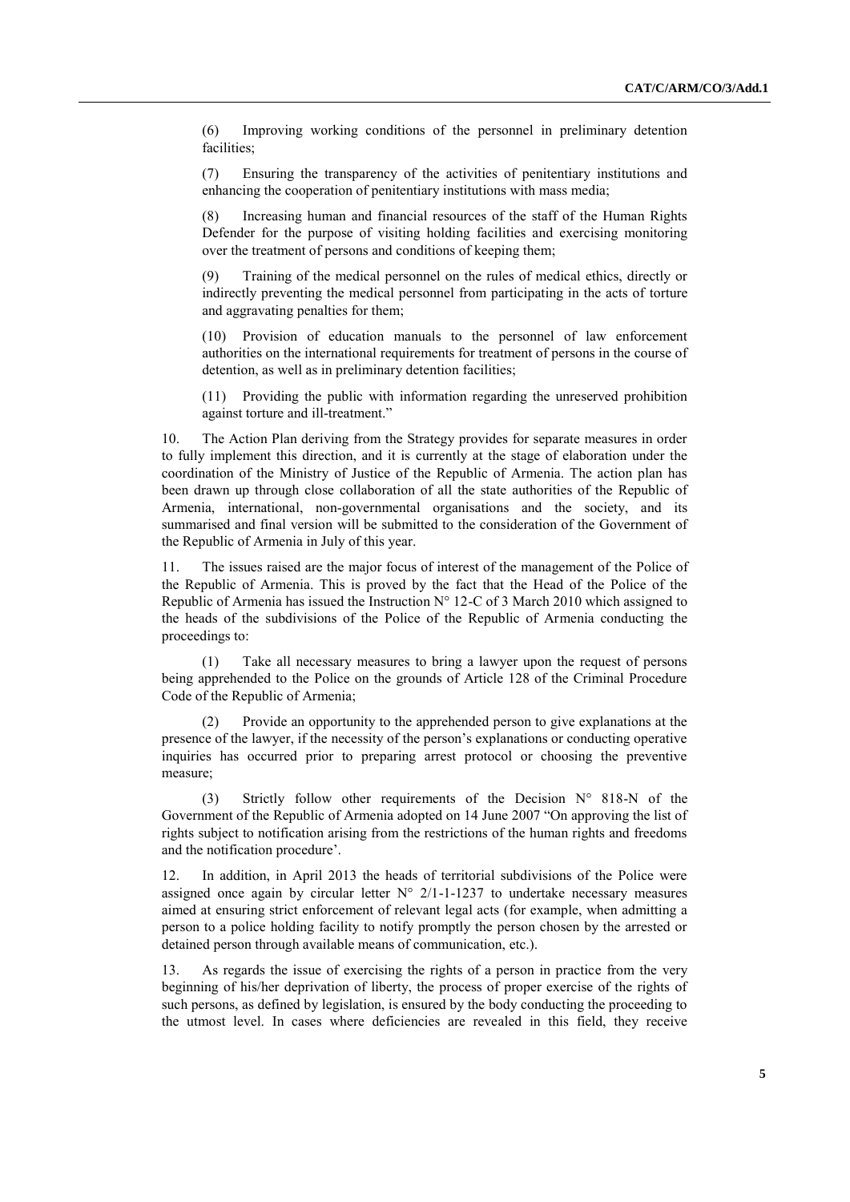(6) Improving working conditions of the personnel in preliminary detention facilities;

(7) Ensuring the transparency of the activities of penitentiary institutions and enhancing the cooperation of penitentiary institutions with mass media;

(8) Increasing human and financial resources of the staff of the Human Rights Defender for the purpose of visiting holding facilities and exercising monitoring over the treatment of persons and conditions of keeping them;

(9) Training of the medical personnel on the rules of medical ethics, directly or indirectly preventing the medical personnel from participating in the acts of torture and aggravating penalties for them;

(10) Provision of education manuals to the personnel of law enforcement authorities on the international requirements for treatment of persons in the course of detention, as well as in preliminary detention facilities;

(11) Providing the public with information regarding the unreserved prohibition against torture and ill-treatment."

10. The Action Plan deriving from the Strategy provides for separate measures in order to fully implement this direction, and it is currently at the stage of elaboration under the coordination of the Ministry of Justice of the Republic of Armenia. The action plan has been drawn up through close collaboration of all the state authorities of the Republic of Armenia, international, non-governmental organisations and the society, and its summarised and final version will be submitted to the consideration of the Government of the Republic of Armenia in July of this year.

11. The issues raised are the major focus of interest of the management of the Police of the Republic of Armenia. This is proved by the fact that the Head of the Police of the Republic of Armenia has issued the Instruction N° 12-C of 3 March 2010 which assigned to the heads of the subdivisions of the Police of the Republic of Armenia conducting the proceedings to:

(1) Take all necessary measures to bring a lawyer upon the request of persons being apprehended to the Police on the grounds of Article 128 of the Criminal Procedure Code of the Republic of Armenia;

(2) Provide an opportunity to the apprehended person to give explanations at the presence of the lawyer, if the necessity of the person's explanations or conducting operative inquiries has occurred prior to preparing arrest protocol or choosing the preventive measure;

(3) Strictly follow other requirements of the Decision N° 818-N of the Government of the Republic of Armenia adopted on 14 June 2007 "On approving the list of rights subject to notification arising from the restrictions of the human rights and freedoms and the notification procedure'.

12. In addition, in April 2013 the heads of territorial subdivisions of the Police were assigned once again by circular letter N° 2/1-1-1237 to undertake necessary measures aimed at ensuring strict enforcement of relevant legal acts (for example, when admitting a person to a police holding facility to notify promptly the person chosen by the arrested or detained person through available means of communication, etc.).

13. As regards the issue of exercising the rights of a person in practice from the very beginning of his/her deprivation of liberty, the process of proper exercise of the rights of such persons, as defined by legislation, is ensured by the body conducting the proceeding to the utmost level. In cases where deficiencies are revealed in this field, they receive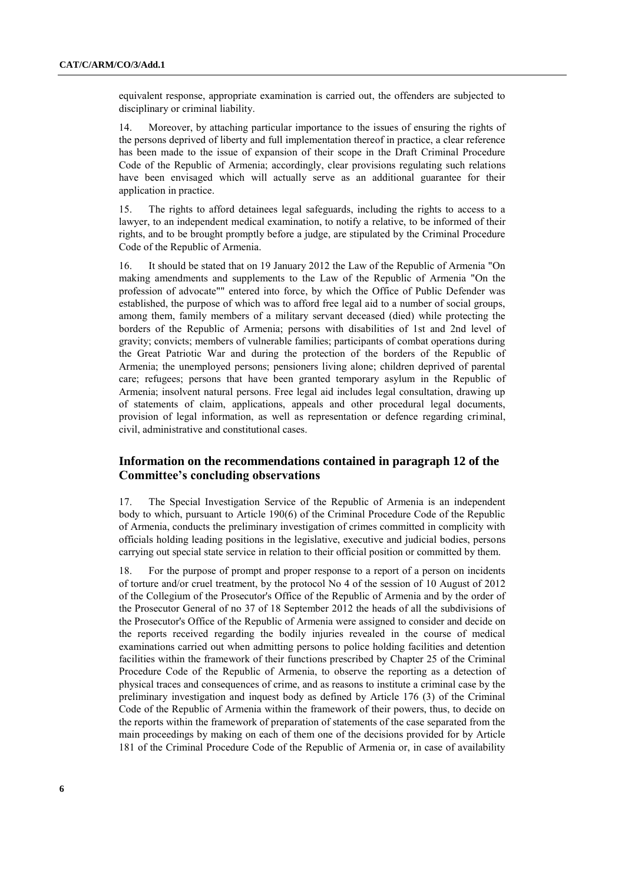equivalent response, appropriate examination is carried out, the offenders are subjected to disciplinary or criminal liability.

14. Moreover, by attaching particular importance to the issues of ensuring the rights of the persons deprived of liberty and full implementation thereof in practice, a clear reference has been made to the issue of expansion of their scope in the Draft Criminal Procedure Code of the Republic of Armenia; accordingly, clear provisions regulating such relations have been envisaged which will actually serve as an additional guarantee for their application in practice.

15. The rights to afford detainees legal safeguards, including the rights to access to a lawyer, to an independent medical examination, to notify a relative, to be informed of their rights, and to be brought promptly before a judge, are stipulated by the Criminal Procedure Code of the Republic of Armenia.

16. It should be stated that on 19 January 2012 the Law of the Republic of Armenia "On making amendments and supplements to the Law of the Republic of Armenia "On the profession of advocate"" entered into force, by which the Office of Public Defender was established, the purpose of which was to afford free legal aid to a number of social groups, among them, family members of a military servant deceased (died) while protecting the borders of the Republic of Armenia; persons with disabilities of 1st and 2nd level of gravity; convicts; members of vulnerable families; participants of combat operations during the Great Patriotic War and during the protection of the borders of the Republic of Armenia; the unemployed persons; pensioners living alone; children deprived of parental care; refugees; persons that have been granted temporary asylum in the Republic of Armenia; insolvent natural persons. Free legal aid includes legal consultation, drawing up of statements of claim, applications, appeals and other procedural legal documents, provision of legal information, as well as representation or defence regarding criminal, civil, administrative and constitutional cases.

## Information on the recommendations contained in paragraph 12 of the Committee's concluding observations

17. The Special Investigation Service of the Republic of Armenia is an independent body to which, pursuant to Article 190(6) of the Criminal Procedure Code of the Republic of Armenia, conducts the preliminary investigation of crimes committed in complicity with officials holding leading positions in the legislative, executive and judicial bodies, persons carrying out special state service in relation to their official position or committed by them.

18. For the purpose of prompt and proper response to a report of a person on incidents of torture and/or cruel treatment, by the protocol No 4 of the session of 10 August of 2012 of the Collegium of the Prosecutor's Office of the Republic of Armenia and by the order of the Prosecutor General of no 37 of 18 September 2012 the heads of all the subdivisions of the Prosecutor's Office of the Republic of Armenia were assigned to consider and decide on the reports received regarding the bodily injuries revealed in the course of medical examinations carried out when admitting persons to police holding facilities and detention facilities within the framework of their functions prescribed by Chapter 25 of the Criminal Procedure Code of the Republic of Armenia, to observe the reporting as a detection of physical traces and consequences of crime, and as reasons to institute a criminal case by the preliminary investigation and inquest body as defined by Article 176 (3) of the Criminal Code of the Republic of Armenia within the framework of their powers, thus, to decide on the reports within the framework of preparation of statements of the case separated from the main proceedings by making on each of them one of the decisions provided for by Article 181 of the Criminal Procedure Code of the Republic of Armenia or, in case of availability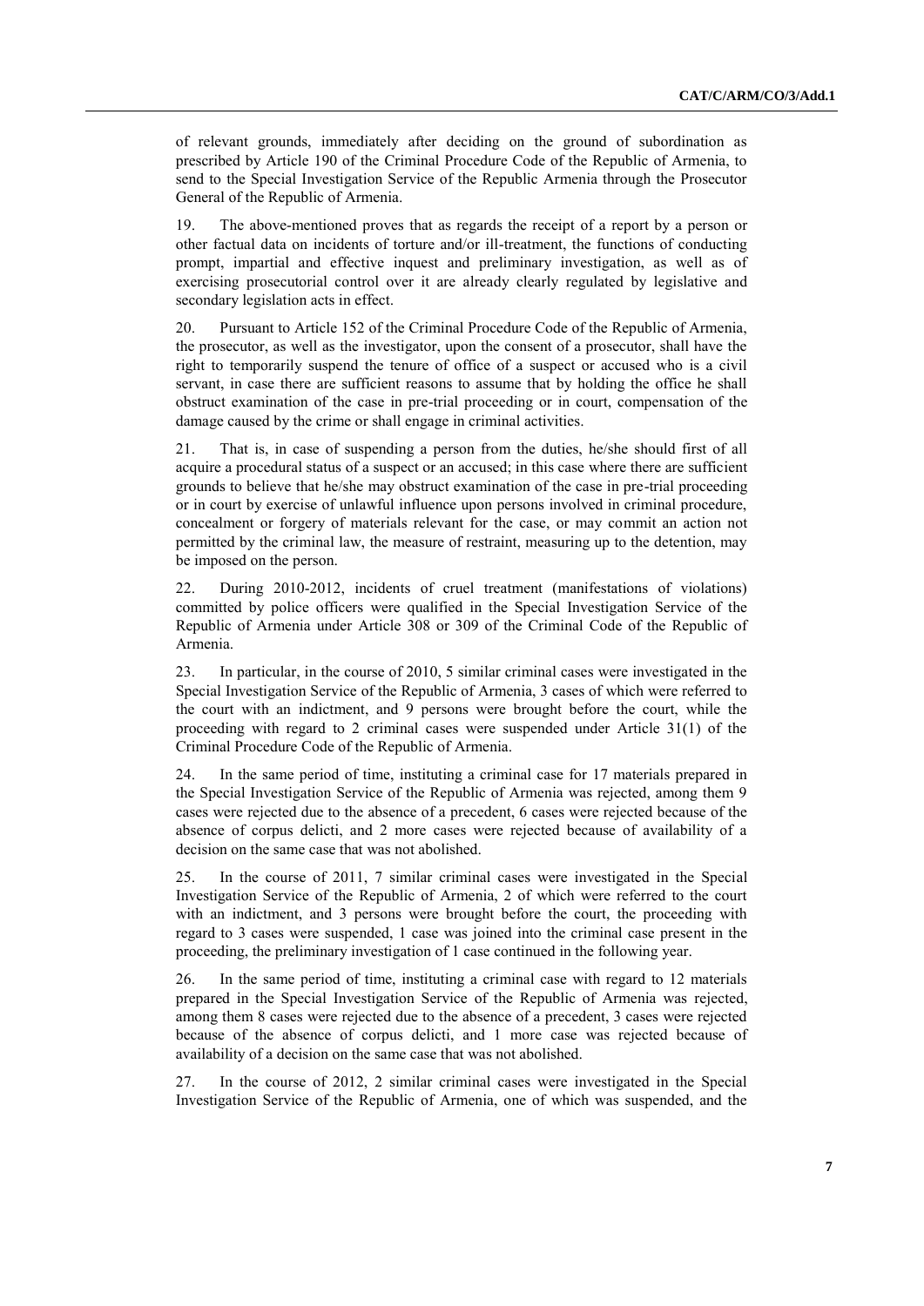of relevant grounds, immediately after deciding on the ground of subordination as prescribed by Article 190 of the Criminal Procedure Code of the Republic of Armenia, to send to the Special Investigation Service of the Republic Armenia through the Prosecutor General of the Republic of Armenia.

19. The above-mentioned proves that as regards the receipt of a report by a person or other factual data on incidents of torture and/or ill-treatment, the functions of conducting prompt, impartial and effective inquest and preliminary investigation, as well as of exercising prosecutorial control over it are already clearly regulated by legislative and secondary legislation acts in effect.

20. Pursuant to Article 152 of the Criminal Procedure Code of the Republic of Armenia, the prosecutor, as well as the investigator, upon the consent of a prosecutor, shall have the right to temporarily suspend the tenure of office of a suspect or accused who is a civil servant, in case there are sufficient reasons to assume that by holding the office he shall obstruct examination of the case in pre-trial proceeding or in court, compensation of the damage caused by the crime or shall engage in criminal activities.

21. That is, in case of suspending a person from the duties, he/she should first of all acquire a procedural status of a suspect or an accused; in this case where there are sufficient grounds to believe that he/she may obstruct examination of the case in pre-trial proceeding or in court by exercise of unlawful influence upon persons involved in criminal procedure, concealment or forgery of materials relevant for the case, or may commit an action not permitted by the criminal law, the measure of restraint, measuring up to the detention, may be imposed on the person.

22. During 2010-2012, incidents of cruel treatment (manifestations of violations) committed by police officers were qualified in the Special Investigation Service of the Republic of Armenia under Article 308 or 309 of the Criminal Code of the Republic of Armenia.

23. In particular, in the course of 2010, 5 similar criminal cases were investigated in the Special Investigation Service of the Republic of Armenia, 3 cases of which were referred to the court with an indictment, and 9 persons were brought before the court, while the proceeding with regard to 2 criminal cases were suspended under Article 31(1) of the Criminal Procedure Code of the Republic of Armenia.

24. In the same period of time, instituting a criminal case for 17 materials prepared in the Special Investigation Service of the Republic of Armenia was rejected, among them 9 cases were rejected due to the absence of a precedent, 6 cases were rejected because of the absence of corpus delicti, and 2 more cases were rejected because of availability of a decision on the same case that was not abolished.

25. In the course of 2011, 7 similar criminal cases were investigated in the Special Investigation Service of the Republic of Armenia, 2 of which were referred to the court with an indictment, and 3 persons were brought before the court, the proceeding with regard to 3 cases were suspended, 1 case was joined into the criminal case present in the proceeding, the preliminary investigation of 1 case continued in the following year.

26. In the same period of time, instituting a criminal case with regard to 12 materials prepared in the Special Investigation Service of the Republic of Armenia was rejected, among them 8 cases were rejected due to the absence of a precedent, 3 cases were rejected because of the absence of corpus delicti, and 1 more case was rejected because of availability of a decision on the same case that was not abolished.

27. In the course of 2012, 2 similar criminal cases were investigated in the Special Investigation Service of the Republic of Armenia, one of which was suspended, and the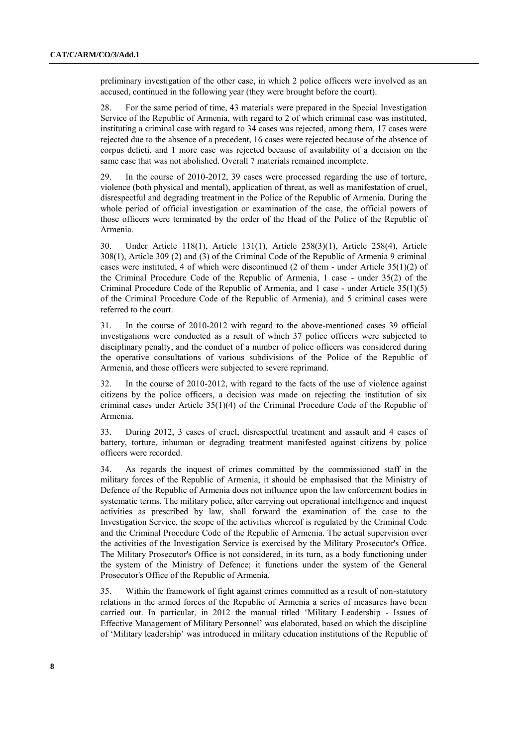preliminary investigation of the other case, in which 2 police officers were involved as an accused, continued in the following year (they were brought before the court).

28. For the same period of time, 43 materials were prepared in the Special Investigation Service of the Republic of Armenia, with regard to 2 of which criminal case was instituted, instituting a criminal case with regard to 34 cases was rejected, among them, 17 cases were rejected due to the absence of a precedent, 16 cases were rejected because of the absence of corpus delicti, and 1 more case was rejected because of availability of a decision on the same case that was not abolished. Overall 7 materials remained incomplete.

29. In the course of 2010-2012, 39 cases were processed regarding the use of torture, violence (both physical and mental), application of threat, as well as manifestation of cruel, disrespectful and degrading treatment in the Police of the Republic of Armenia. During the whole period of official investigation or examination of the case, the official powers of those officers were terminated by the order of the Head of the Police of the Republic of Armenia.

30. Under Article 118(1), Article 131(1), Article 258(3)(1), Article 258(4), Article 308(1), Article 309 (2) and (3) of the Criminal Code of the Republic of Armenia 9 criminal cases were instituted, 4 of which were discontinued (2 of them - under Article 35(1)(2) of the Criminal Procedure Code of the Republic of Armenia, 1 case - under 35(2) of the Criminal Procedure Code of the Republic of Armenia, and 1 case - under Article 35(1)(5) of the Criminal Procedure Code of the Republic of Armenia), and 5 criminal cases were referred to the court.

31. In the course of 2010-2012 with regard to the above-mentioned cases 39 official investigations were conducted as a result of which 37 police officers were subjected to disciplinary penalty, and the conduct of a number of police officers was considered during the operative consultations of various subdivisions of the Police of the Republic of Armenia, and those officers were subjected to severe reprimand.

32. In the course of 2010-2012, with regard to the facts of the use of violence against citizens by the police officers, a decision was made on rejecting the institution of six criminal cases under Article 35(1)(4) of the Criminal Procedure Code of the Republic of Armenia.

33. During 2012, 3 cases of cruel, disrespectful treatment and assault and 4 cases of battery, torture, inhuman or degrading treatment manifested against citizens by police officers were recorded.

34. As regards the inquest of crimes committed by the commissioned staff in the military forces of the Republic of Armenia, it should be emphasised that the Ministry of Defence of the Republic of Armenia does not influence upon the law enforcement bodies in systematic terms. The military police, after carrying out operational intelligence and inquest activities as prescribed by law, shall forward the examination of the case to the Investigation Service, the scope of the activities whereof is regulated by the Criminal Code and the Criminal Procedure Code of the Republic of Armenia. The actual supervision over the activities of the Investigation Service is exercised by the Military Prosecutor's Office. The Military Prosecutor's Office is not considered, in its turn, as a body functioning under the system of the Ministry of Defence; it functions under the system of the General Prosecutor's Office of the Republic of Armenia.

35. Within the framework of fight against crimes committed as a result of non-statutory relations in the armed forces of the Republic of Armenia a series of measures have been carried out. In particular, in 2012 the manual titled 'Military Leadership - Issues of Effective Management of Military Personnel' was elaborated, based on which the discipline of 'Military leadership' was introduced in military education institutions of the Republic of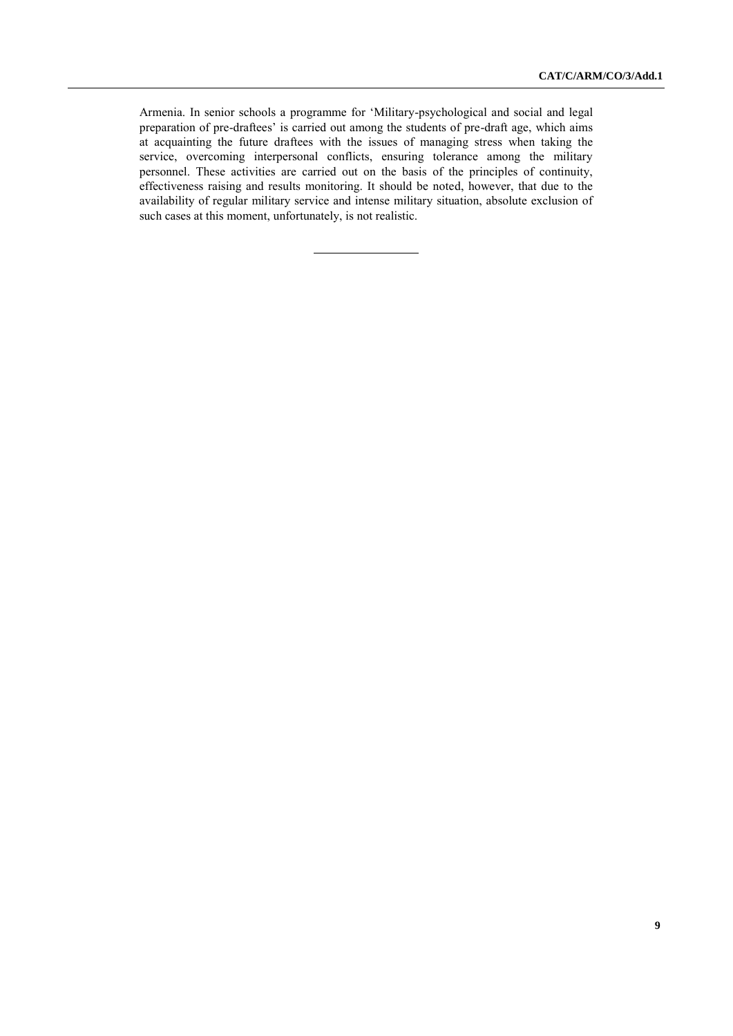Armenia. In senior schools a programme for 'Military-psychological and social and legal preparation of pre-draftees' is carried out among the students of pre-draft age, which aims at acquainting the future draftees with the issues of managing stress when taking the service, overcoming interpersonal conflicts, ensuring tolerance among the military personnel. These activities are carried out on the basis of the principles of continuity, effectiveness raising and results monitoring. It should be noted, however, that due to the availability of regular military service and intense military situation, absolute exclusion of such cases at this moment, unfortunately, is not realistic.